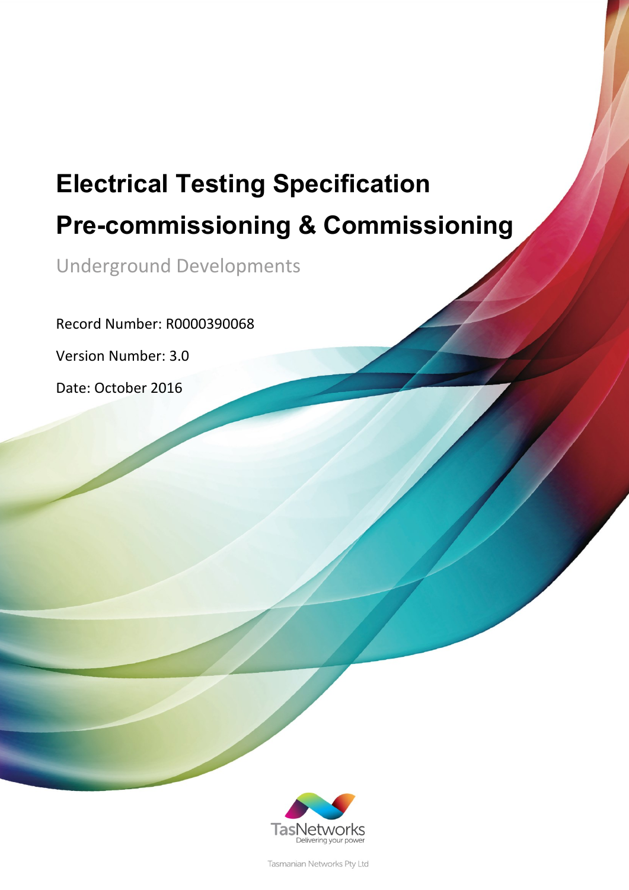# Electrical Testing Specification

# Pre-commissioning & Commissioning

## Underground Developments

Record Number: R0000390068

Version Number: 3.0

Date: October 2016

TasNetworks
Delivering your power

Tasmanian Networks Pty Ltd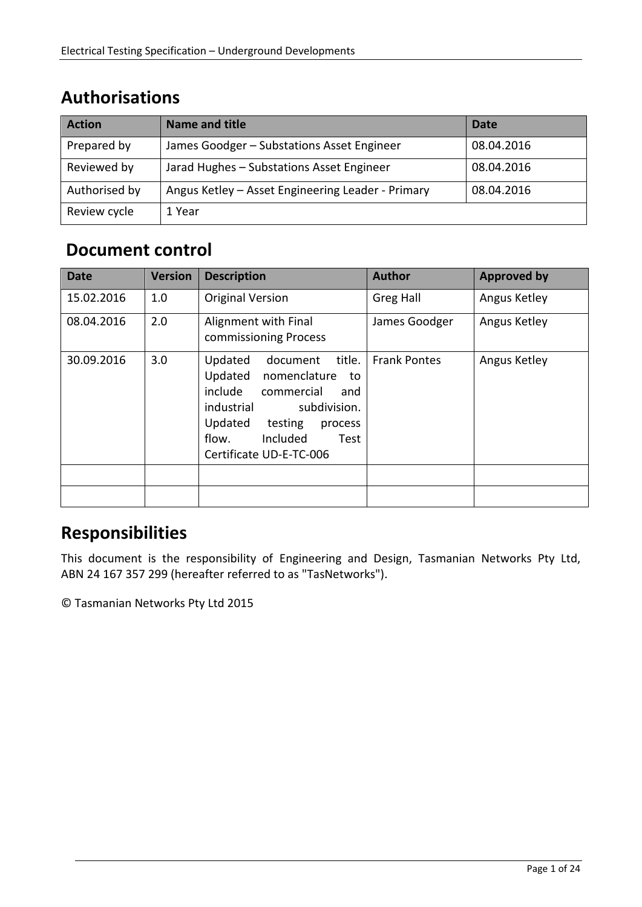## Authorisations

| Action | Name and title | Date |
|---|---|---|
| Prepared by | James Goodger – Substations Asset Engineer | 08.04.2016 |
| Reviewed by | Jarad Hughes – Substations Asset Engineer | 08.04.2016 |
| Authorised by | Angus Ketley – Asset Engineering Leader - Primary | 08.04.2016 |
| Review cycle | 1 Year | |

## Document control

| Date | Version | Description | Author | Approved by |
|---|---|---|---|---|
| 15.02.2016 | 1.0 | Original Version | Greg Hall | Angus Ketley |
| 08.04.2016 | 2.0 | Alignment with Final commissioning Process | James Goodger | Angus Ketley |
| 30.09.2016 | 3.0 | Updated document title. Updated nomenclature to include commercial and industrial subdivision. Updated testing process flow. Included Test Certificate UD-E-TC-006 | Frank Pontes | Angus Ketley |
| | | | | |
| | | | | |

## Responsibilities

This document is the responsibility of Engineering and Design, Tasmanian Networks Pty Ltd, ABN 24 167 357 299 (hereafter referred to as "TasNetworks").

© Tasmanian Networks Pty Ltd 2015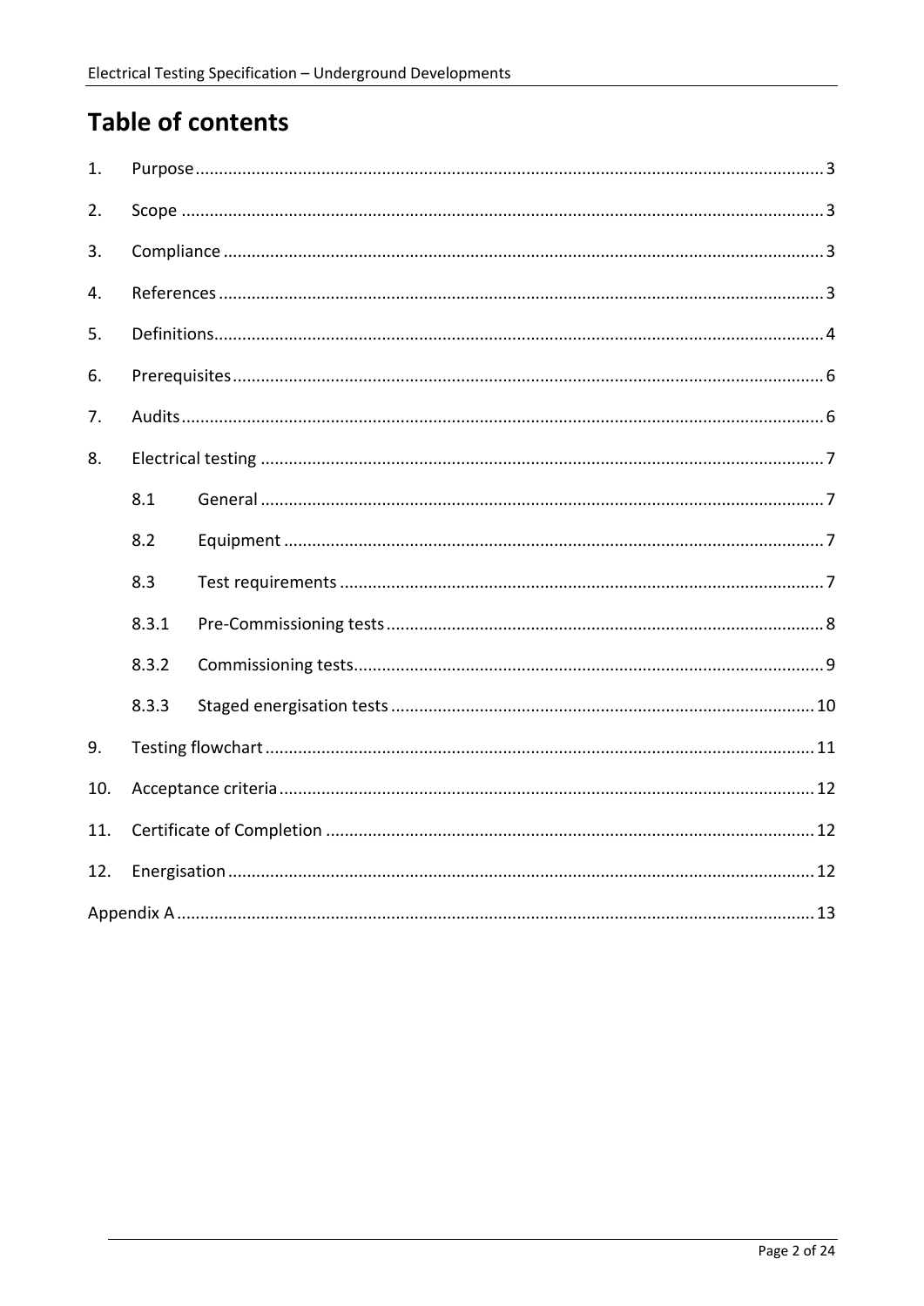# Table of contents

1. Purpose ..... 3
2. Scope ..... 3
3. Compliance ..... 3
4. References ..... 3
5. Definitions ..... 4
6. Prerequisites ..... 6
7. Audits ..... 6
8. Electrical testing ..... 7
   - 8.1 General ..... 7
   - 8.2 Equipment ..... 7
   - 8.3 Test requirements ..... 7
   - 8.3.1 Pre-Commissioning tests ..... 8
   - 8.3.2 Commissioning tests ..... 9
   - 8.3.3 Staged energisation tests ..... 10
9. Testing flowchart ..... 11
10. Acceptance criteria ..... 12
11. Certificate of Completion ..... 12
12. Energisation ..... 12

Appendix A ..... 13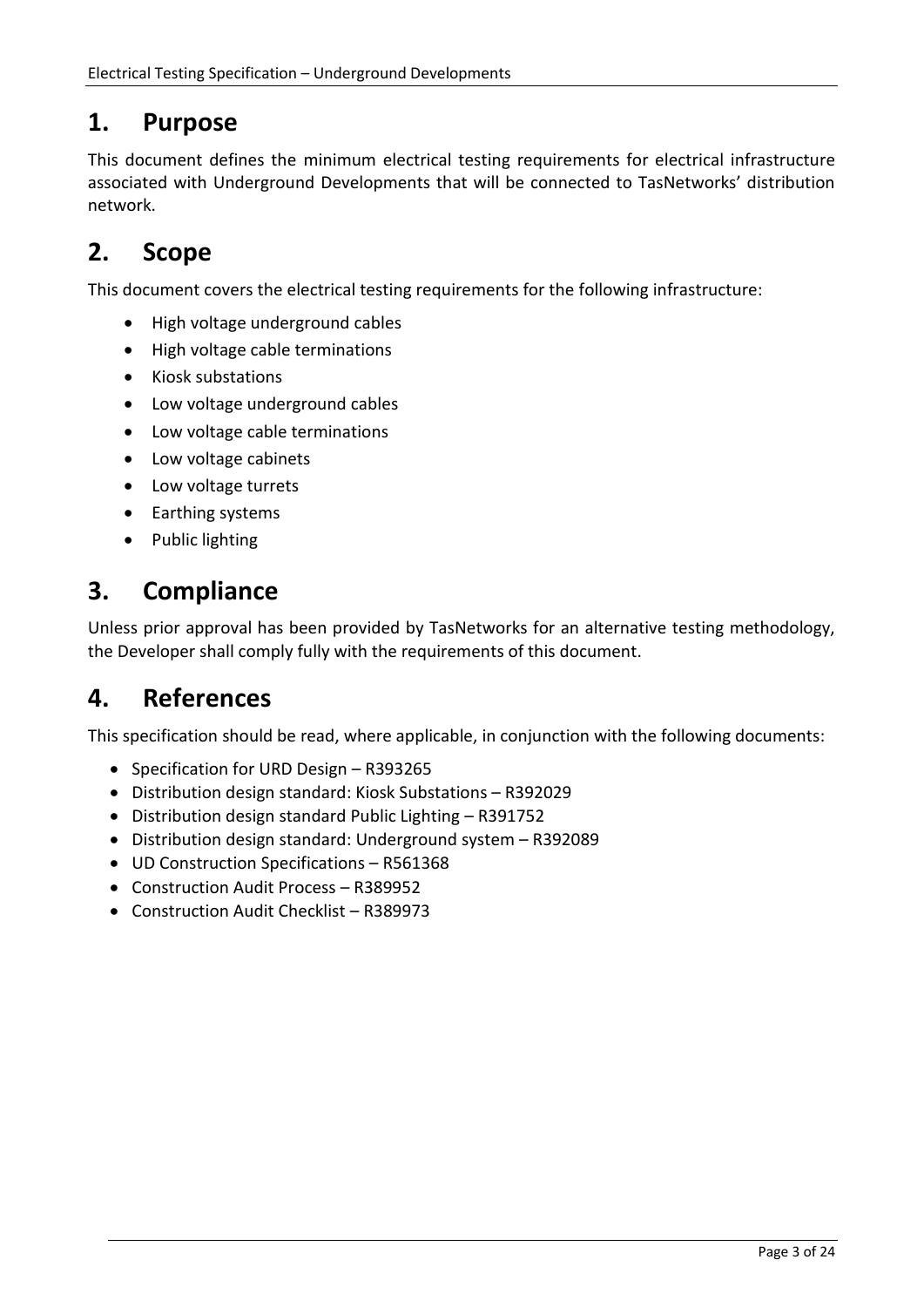# 1. Purpose

This document defines the minimum electrical testing requirements for electrical infrastructure associated with Underground Developments that will be connected to TasNetworks' distribution network.

# 2. Scope

This document covers the electrical testing requirements for the following infrastructure:

- High voltage underground cables
- High voltage cable terminations
- Kiosk substations
- Low voltage underground cables
- Low voltage cable terminations
- Low voltage cabinets
- Low voltage turrets
- Earthing systems
- Public lighting

# 3. Compliance

Unless prior approval has been provided by TasNetworks for an alternative testing methodology, the Developer shall comply fully with the requirements of this document.

# 4. References

This specification should be read, where applicable, in conjunction with the following documents:

- Specification for URD Design – R393265
- Distribution design standard: Kiosk Substations – R392029
- Distribution design standard Public Lighting – R391752
- Distribution design standard: Underground system – R392089
- UD Construction Specifications – R561368
- Construction Audit Process – R389952
- Construction Audit Checklist – R389973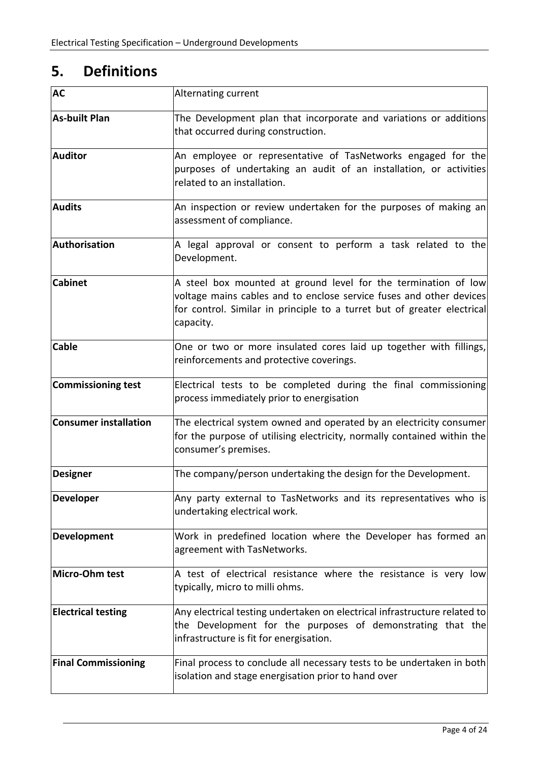# 5. Definitions

| | |
|---|---|
| **AC** | Alternating current |
| **As-built Plan** | The Development plan that incorporate and variations or additions that occurred during construction. |
| **Auditor** | An employee or representative of TasNetworks engaged for the purposes of undertaking an audit of an installation, or activities related to an installation. |
| **Audits** | An inspection or review undertaken for the purposes of making an assessment of compliance. |
| **Authorisation** | A legal approval or consent to perform a task related to the Development. |
| **Cabinet** | A steel box mounted at ground level for the termination of low voltage mains cables and to enclose service fuses and other devices for control. Similar in principle to a turret but of greater electrical capacity. |
| **Cable** | One or two or more insulated cores laid up together with fillings, reinforcements and protective coverings. |
| **Commissioning test** | Electrical tests to be completed during the final commissioning process immediately prior to energisation |
| **Consumer installation** | The electrical system owned and operated by an electricity consumer for the purpose of utilising electricity, normally contained within the consumer's premises. |
| **Designer** | The company/person undertaking the design for the Development. |
| **Developer** | Any party external to TasNetworks and its representatives who is undertaking electrical work. |
| **Development** | Work in predefined location where the Developer has formed an agreement with TasNetworks. |
| **Micro-Ohm test** | A test of electrical resistance where the resistance is very low typically, micro to milli ohms. |
| **Electrical testing** | Any electrical testing undertaken on electrical infrastructure related to the Development for the purposes of demonstrating that the infrastructure is fit for energisation. |
| **Final Commissioning** | Final process to conclude all necessary tests to be undertaken in both isolation and stage energisation prior to hand over |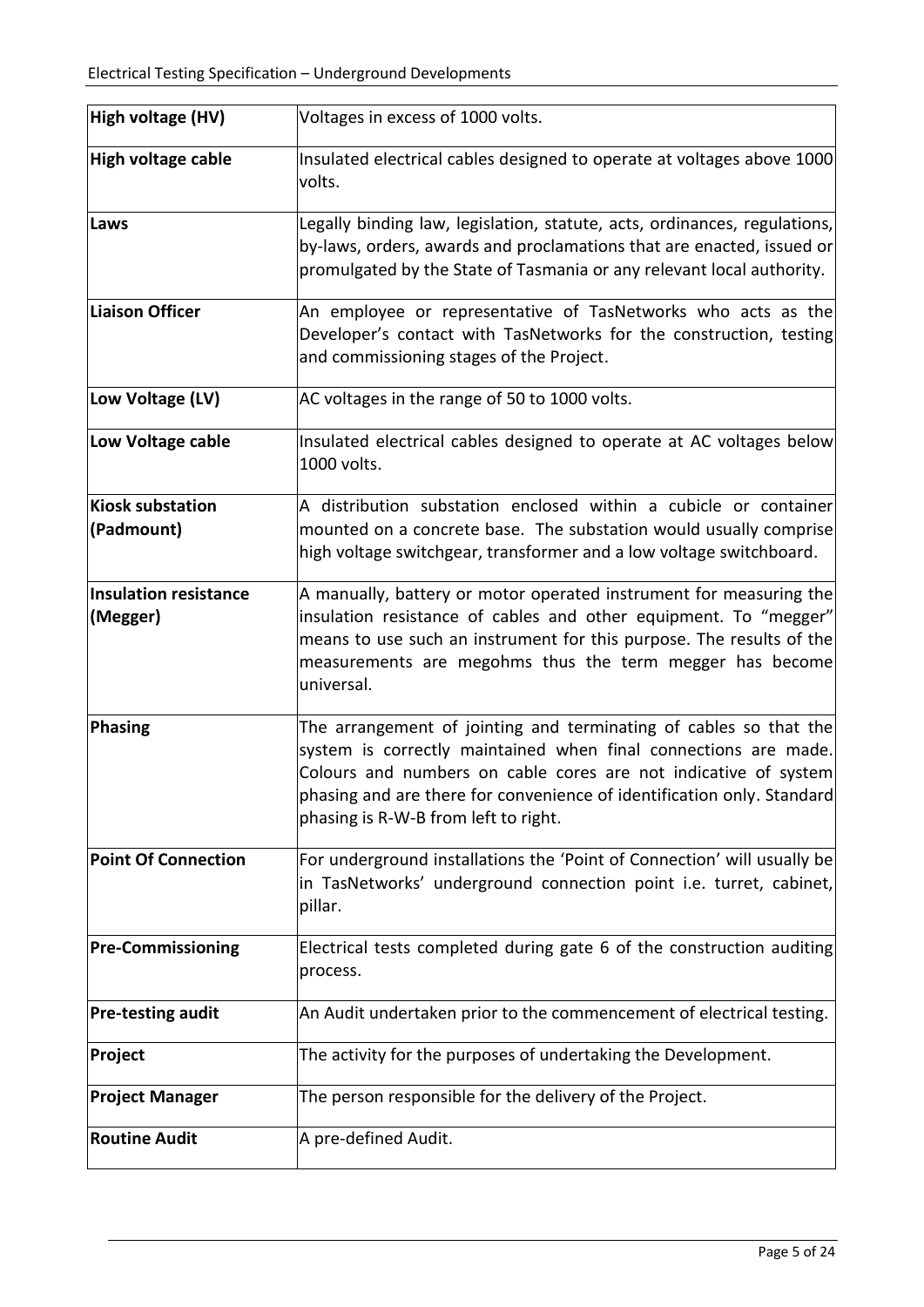| High voltage (HV) | Voltages in excess of 1000 volts. |
|---|---|
| **High voltage cable** | Insulated electrical cables designed to operate at voltages above 1000 volts. |
| **Laws** | Legally binding law, legislation, statute, acts, ordinances, regulations, by-laws, orders, awards and proclamations that are enacted, issued or promulgated by the State of Tasmania or any relevant local authority. |
| **Liaison Officer** | An employee or representative of TasNetworks who acts as the Developer's contact with TasNetworks for the construction, testing and commissioning stages of the Project. |
| **Low Voltage (LV)** | AC voltages in the range of 50 to 1000 volts. |
| **Low Voltage cable** | Insulated electrical cables designed to operate at AC voltages below 1000 volts. |
| **Kiosk substation (Padmount)** | A distribution substation enclosed within a cubicle or container mounted on a concrete base. The substation would usually comprise high voltage switchgear, transformer and a low voltage switchboard. |
| **Insulation resistance (Megger)** | A manually, battery or motor operated instrument for measuring the insulation resistance of cables and other equipment. To "megger" means to use such an instrument for this purpose. The results of the measurements are megohms thus the term megger has become universal. |
| **Phasing** | The arrangement of jointing and terminating of cables so that the system is correctly maintained when final connections are made. Colours and numbers on cable cores are not indicative of system phasing and are there for convenience of identification only. Standard phasing is R-W-B from left to right. |
| **Point Of Connection** | For underground installations the 'Point of Connection' will usually be in TasNetworks' underground connection point i.e. turret, cabinet, pillar. |
| **Pre-Commissioning** | Electrical tests completed during gate 6 of the construction auditing process. |
| **Pre-testing audit** | An Audit undertaken prior to the commencement of electrical testing. |
| **Project** | The activity for the purposes of undertaking the Development. |
| **Project Manager** | The person responsible for the delivery of the Project. |
| **Routine Audit** | A pre-defined Audit. |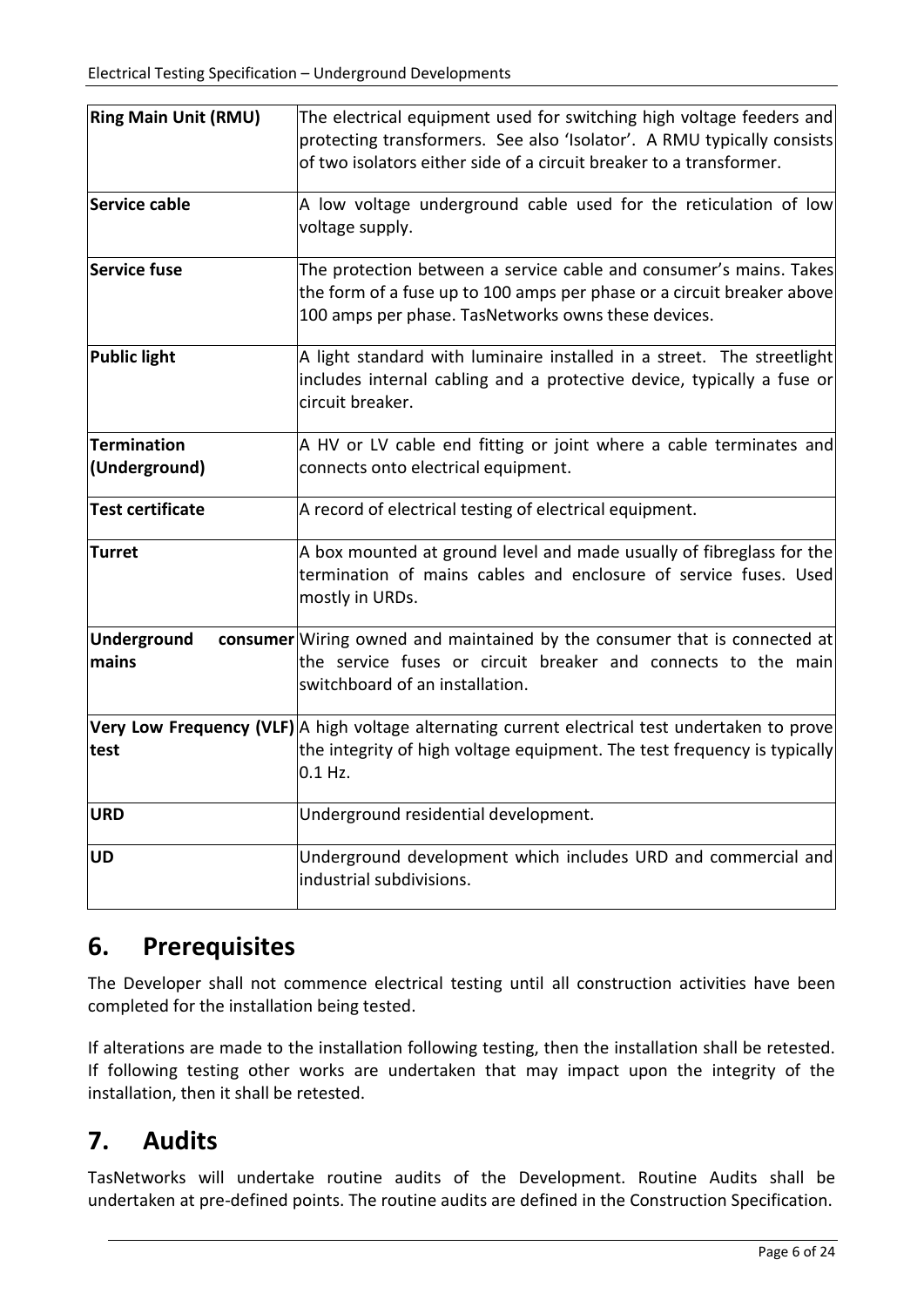| | |
|---|---|
| **Ring Main Unit (RMU)** | The electrical equipment used for switching high voltage feeders and protecting transformers. See also 'Isolator'. A RMU typically consists of two isolators either side of a circuit breaker to a transformer. |
| **Service cable** | A low voltage underground cable used for the reticulation of low voltage supply. |
| **Service fuse** | The protection between a service cable and consumer's mains. Takes the form of a fuse up to 100 amps per phase or a circuit breaker above 100 amps per phase. TasNetworks owns these devices. |
| **Public light** | A light standard with luminaire installed in a street. The streetlight includes internal cabling and a protective device, typically a fuse or circuit breaker. |
| **Termination (Underground)** | A HV or LV cable end fitting or joint where a cable terminates and connects onto electrical equipment. |
| **Test certificate** | A record of electrical testing of electrical equipment. |
| **Turret** | A box mounted at ground level and made usually of fibreglass for the termination of mains cables and enclosure of service fuses. Used mostly in URDs. |
| **Underground consumer mains** | Wiring owned and maintained by the consumer that is connected at the service fuses or circuit breaker and connects to the main switchboard of an installation. |
| **Very Low Frequency (VLF) test** | A high voltage alternating current electrical test undertaken to prove the integrity of high voltage equipment. The test frequency is typically 0.1 Hz. |
| **URD** | Underground residential development. |
| **UD** | Underground development which includes URD and commercial and industrial subdivisions. |

# 6. Prerequisites

The Developer shall not commence electrical testing until all construction activities have been completed for the installation being tested.

If alterations are made to the installation following testing, then the installation shall be retested. If following testing other works are undertaken that may impact upon the integrity of the installation, then it shall be retested.

# 7. Audits

TasNetworks will undertake routine audits of the Development. Routine Audits shall be undertaken at pre-defined points. The routine audits are defined in the Construction Specification.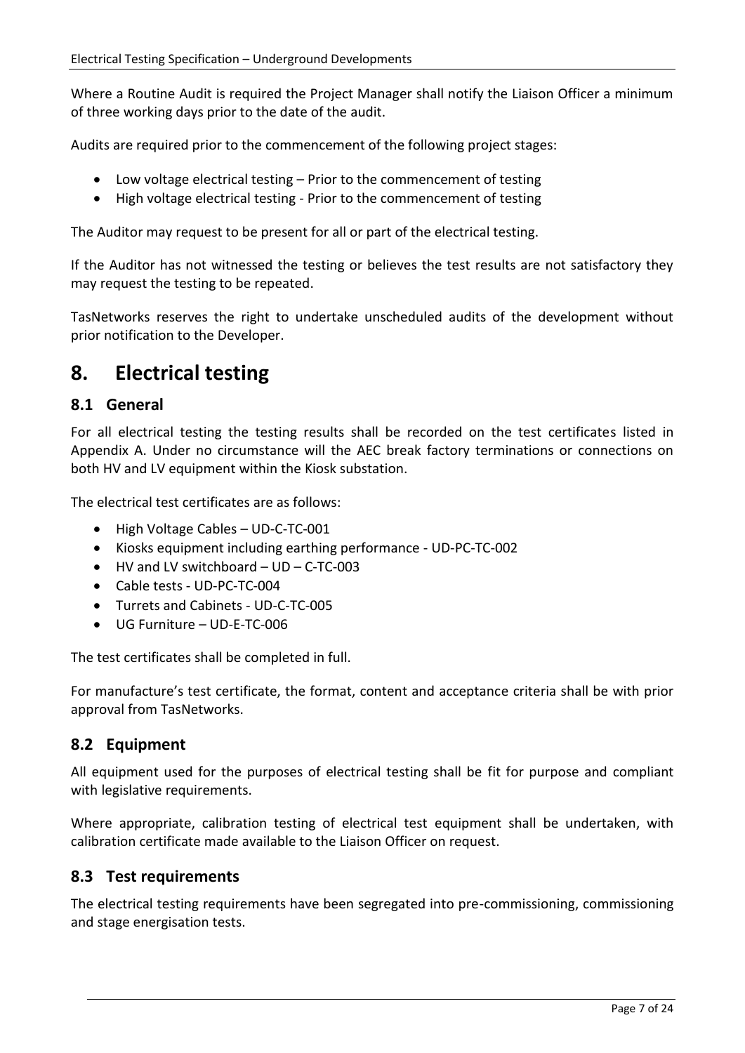Where a Routine Audit is required the Project Manager shall notify the Liaison Officer a minimum of three working days prior to the date of the audit.

Audits are required prior to the commencement of the following project stages:

- Low voltage electrical testing – Prior to the commencement of testing
- High voltage electrical testing - Prior to the commencement of testing

The Auditor may request to be present for all or part of the electrical testing.

If the Auditor has not witnessed the testing or believes the test results are not satisfactory they may request the testing to be repeated.

TasNetworks reserves the right to undertake unscheduled audits of the development without prior notification to the Developer.

# 8. Electrical testing

## 8.1 General

For all electrical testing the testing results shall be recorded on the test certificates listed in Appendix A. Under no circumstance will the AEC break factory terminations or connections on both HV and LV equipment within the Kiosk substation.

The electrical test certificates are as follows:

- High Voltage Cables – UD-C-TC-001
- Kiosks equipment including earthing performance - UD-PC-TC-002
- HV and LV switchboard – UD – C-TC-003
- Cable tests - UD-PC-TC-004
- Turrets and Cabinets - UD-C-TC-005
- UG Furniture – UD-E-TC-006

The test certificates shall be completed in full.

For manufacture's test certificate, the format, content and acceptance criteria shall be with prior approval from TasNetworks.

## 8.2 Equipment

All equipment used for the purposes of electrical testing shall be fit for purpose and compliant with legislative requirements.

Where appropriate, calibration testing of electrical test equipment shall be undertaken, with calibration certificate made available to the Liaison Officer on request.

## 8.3 Test requirements

The electrical testing requirements have been segregated into pre-commissioning, commissioning and stage energisation tests.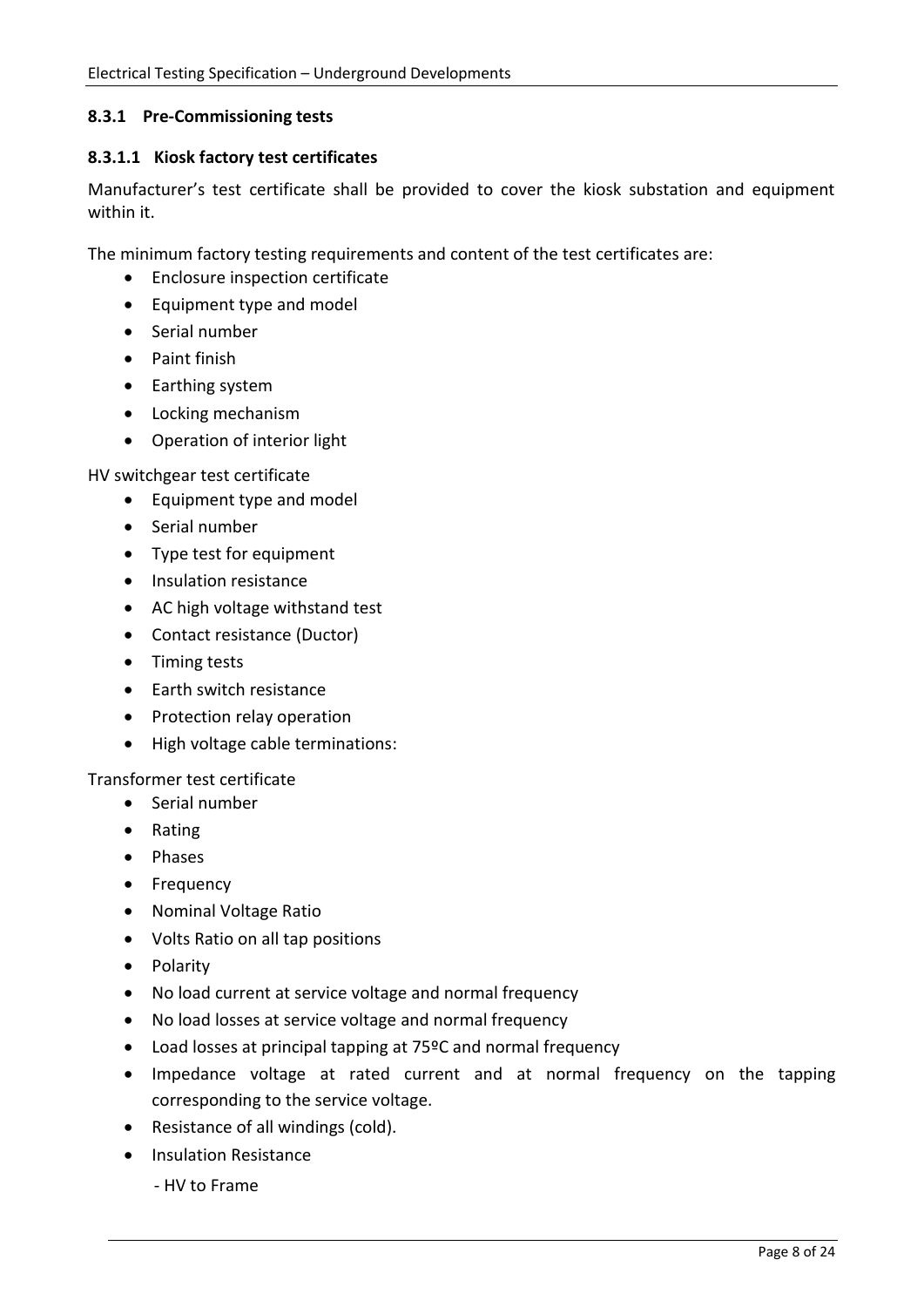### 8.3.1 Pre-Commissioning tests

#### 8.3.1.1 Kiosk factory test certificates

Manufacturer's test certificate shall be provided to cover the kiosk substation and equipment within it.

The minimum factory testing requirements and content of the test certificates are:

- Enclosure inspection certificate
- Equipment type and model
- Serial number
- Paint finish
- Earthing system
- Locking mechanism
- Operation of interior light

HV switchgear test certificate

- Equipment type and model
- Serial number
- Type test for equipment
- Insulation resistance
- AC high voltage withstand test
- Contact resistance (Ductor)
- Timing tests
- Earth switch resistance
- Protection relay operation
- High voltage cable terminations:

Transformer test certificate

- Serial number
- Rating
- Phases
- Frequency
- Nominal Voltage Ratio
- Volts Ratio on all tap positions
- Polarity
- No load current at service voltage and normal frequency
- No load losses at service voltage and normal frequency
- Load losses at principal tapping at 75ºC and normal frequency
- Impedance voltage at rated current and at normal frequency on the tapping corresponding to the service voltage.
- Resistance of all windings (cold).
- Insulation Resistance

  - HV to Frame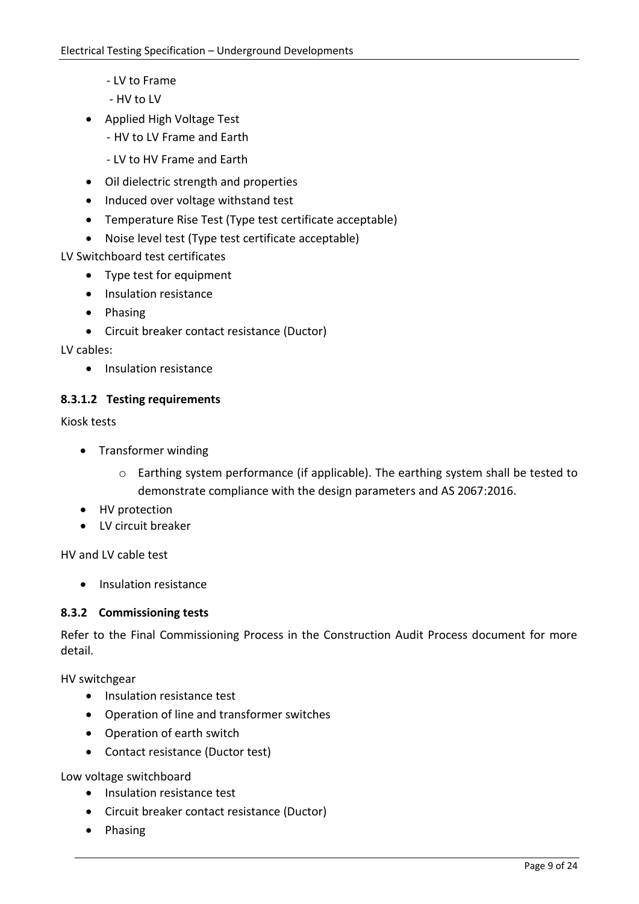- LV to Frame
- HV to LV

- Applied High Voltage Test
  - HV to LV Frame and Earth
  - LV to HV Frame and Earth
- Oil dielectric strength and properties
- Induced over voltage withstand test
- Temperature Rise Test (Type test certificate acceptable)
- Noise level test (Type test certificate acceptable)

LV Switchboard test certificates

- Type test for equipment
- Insulation resistance
- Phasing
- Circuit breaker contact resistance (Ductor)

LV cables:

- Insulation resistance

#### 8.3.1.2 Testing requirements

Kiosk tests

- Transformer winding
  - Earthing system performance (if applicable). The earthing system shall be tested to demonstrate compliance with the design parameters and AS 2067:2016.
- HV protection
- LV circuit breaker

HV and LV cable test

- Insulation resistance

### 8.3.2 Commissioning tests

Refer to the Final Commissioning Process in the Construction Audit Process document for more detail.

HV switchgear

- Insulation resistance test
- Operation of line and transformer switches
- Operation of earth switch
- Contact resistance (Ductor test)

Low voltage switchboard

- Insulation resistance test
- Circuit breaker contact resistance (Ductor)
- Phasing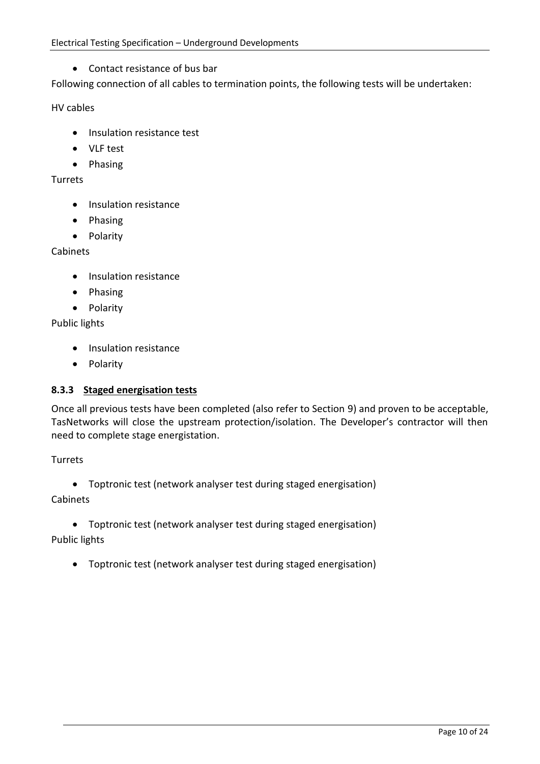- Contact resistance of bus bar

Following connection of all cables to termination points, the following tests will be undertaken:

HV cables

- Insulation resistance test
- VLF test
- Phasing

Turrets

- Insulation resistance
- Phasing
- Polarity

Cabinets

- Insulation resistance
- Phasing
- Polarity

Public lights

- Insulation resistance
- Polarity

### 8.3.3 Staged energisation tests

Once all previous tests have been completed (also refer to Section 9) and proven to be acceptable, TasNetworks will close the upstream protection/isolation. The Developer's contractor will then need to complete stage energistation.

Turrets

- Toptronic test (network analyser test during staged energisation)

Cabinets

- Toptronic test (network analyser test during staged energisation)

Public lights

- Toptronic test (network analyser test during staged energisation)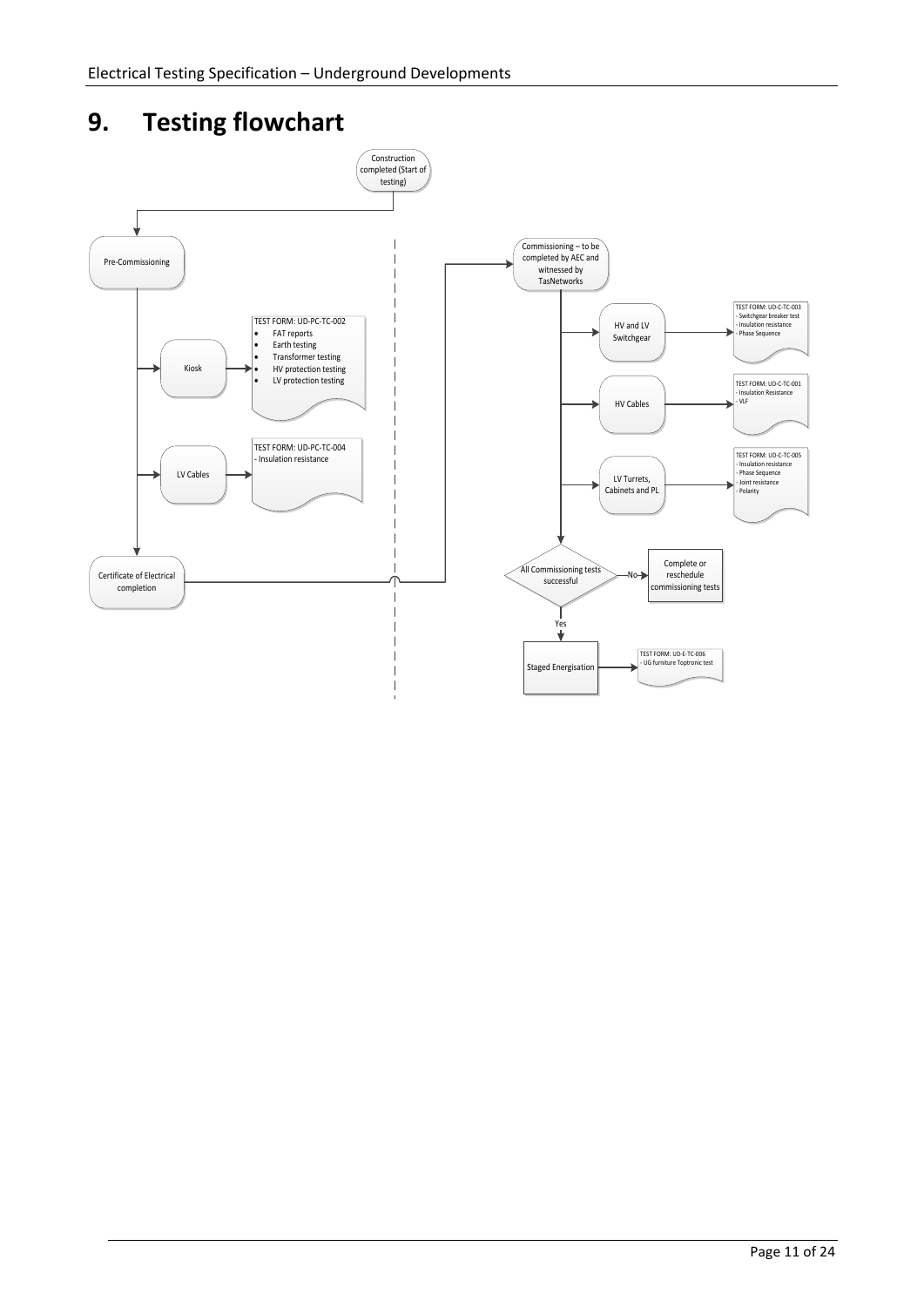# 9. Testing flowchart

Construction completed (Start of testing)

Pre-Commissioning

Kiosk

TEST FORM: UD-PC-TC-002
- FAT reports
- Earth testing
- Transformer testing
- HV protection testing
- LV protection testing

LV Cables

TEST FORM: UD-PC-TC-004
- Insulation resistance

Certificate of Electrical completion

Commissioning – to be completed by AEC and witnessed by TasNetworks

HV and LV Switchgear

TEST FORM: UD-C-TC-003
- Switchgear breaker test
- Insulation resistance
- Phase Sequence

HV Cables

TEST FORM: UD-C-TC-001
- Insulation Resistance
- VLF

LV Turrets, Cabinets and PL

TEST FORM: UD-C-TC-005
- Insulation resistance
- Phase Sequence
- Joint resistance
- Polarity

All Commissioning tests successful

No → Complete or reschedule commissioning tests

Yes → Staged Energisation

TEST FORM: UD-E-TC-006
- UG furniture Toptronic test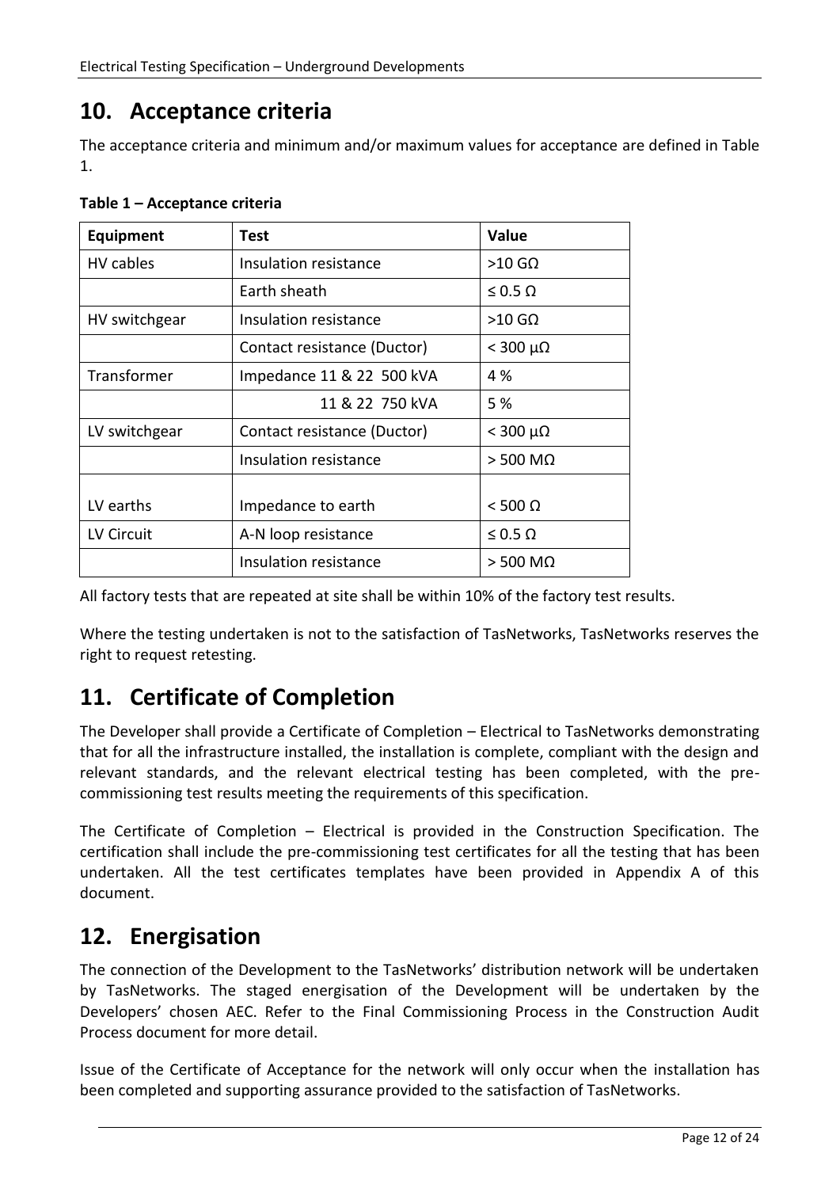## 10. Acceptance criteria

The acceptance criteria and minimum and/or maximum values for acceptance are defined in Table 1.

**Table 1 – Acceptance criteria**

| Equipment | Test | Value |
|---|---|---|
| HV cables | Insulation resistance | >10 GΩ |
| | Earth sheath | ≤ 0.5 Ω |
| HV switchgear | Insulation resistance | >10 GΩ |
| | Contact resistance (Ductor) | < 300 μΩ |
| Transformer | Impedance 11 & 22 500 kVA | 4 % |
| | 11 & 22 750 kVA | 5 % |
| LV switchgear | Contact resistance (Ductor) | < 300 μΩ |
| | Insulation resistance | > 500 MΩ |
| LV earths | Impedance to earth | < 500 Ω |
| LV Circuit | A-N loop resistance | ≤ 0.5 Ω |
| | Insulation resistance | > 500 MΩ |

All factory tests that are repeated at site shall be within 10% of the factory test results.

Where the testing undertaken is not to the satisfaction of TasNetworks, TasNetworks reserves the right to request retesting.

## 11. Certificate of Completion

The Developer shall provide a Certificate of Completion – Electrical to TasNetworks demonstrating that for all the infrastructure installed, the installation is complete, compliant with the design and relevant standards, and the relevant electrical testing has been completed, with the pre-commissioning test results meeting the requirements of this specification.

The Certificate of Completion – Electrical is provided in the Construction Specification. The certification shall include the pre-commissioning test certificates for all the testing that has been undertaken. All the test certificates templates have been provided in Appendix A of this document.

## 12. Energisation

The connection of the Development to the TasNetworks' distribution network will be undertaken by TasNetworks. The staged energisation of the Development will be undertaken by the Developers' chosen AEC. Refer to the Final Commissioning Process in the Construction Audit Process document for more detail.

Issue of the Certificate of Acceptance for the network will only occur when the installation has been completed and supporting assurance provided to the satisfaction of TasNetworks.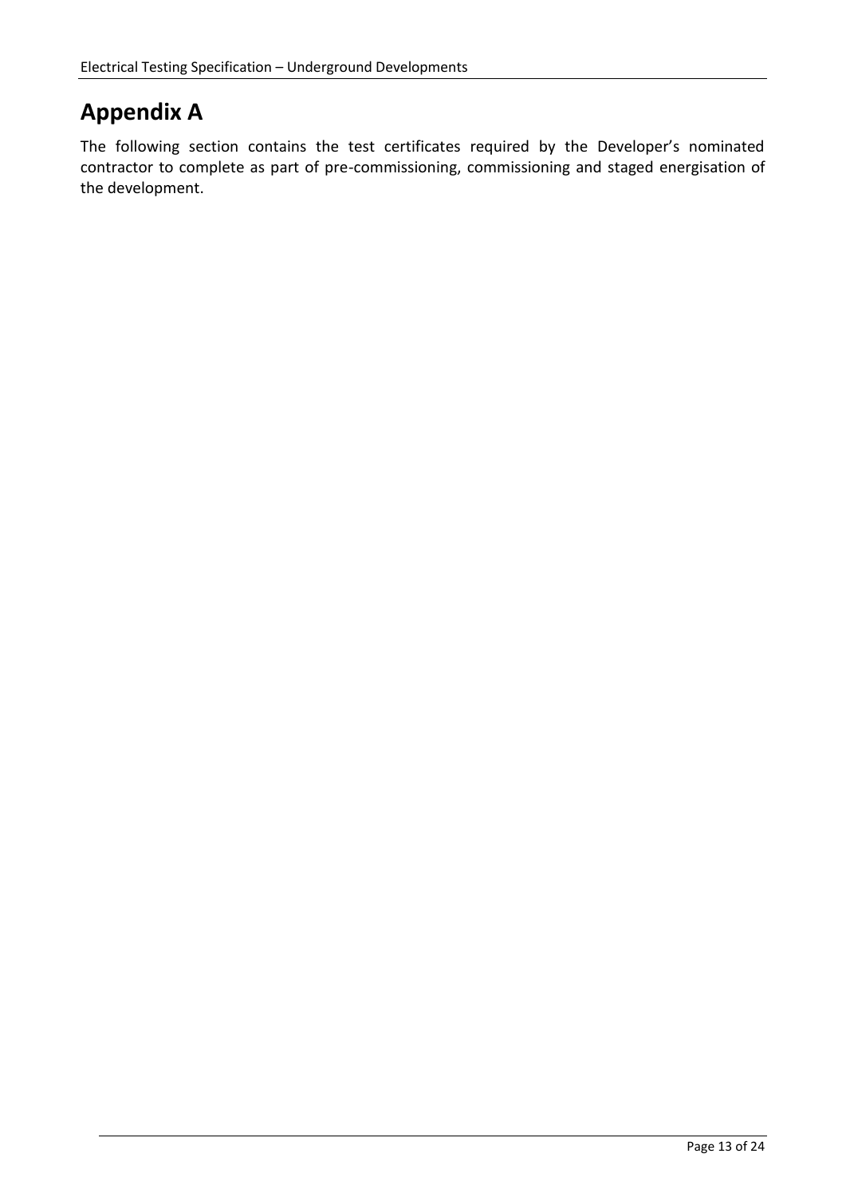# Appendix A

The following section contains the test certificates required by the Developer's nominated contractor to complete as part of pre-commissioning, commissioning and staged energisation of the development.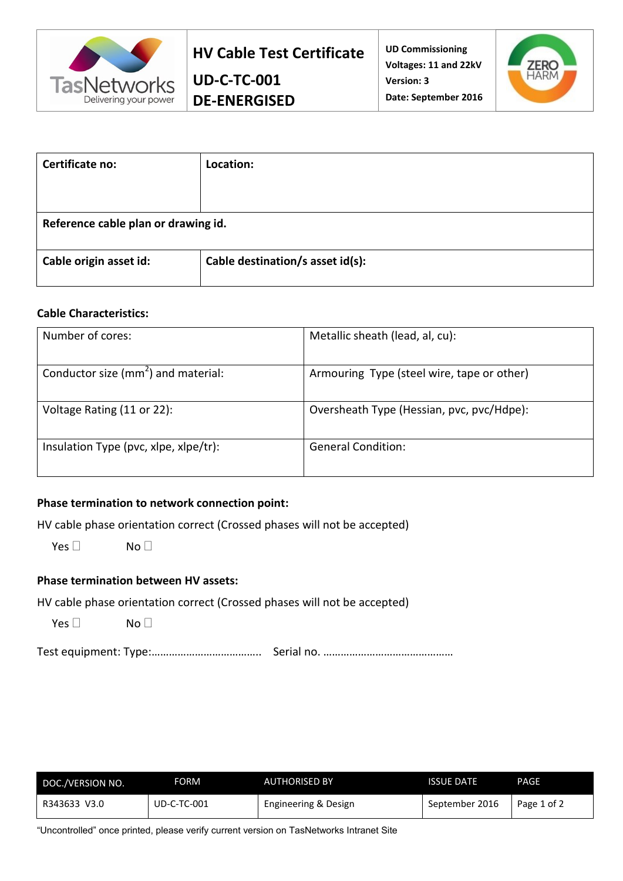| TasNetworks Delivering your power | **HV Cable Test Certificate** **UD-C-TC-001** **DE-ENERGISED** | **UD Commissioning** **Voltages: 11 and 22kV** **Version: 3** **Date: September 2016** | ZERO HARM |
|---|---|---|---|

| **Certificate no:** | **Location:** |
|---|---|
| **Reference cable plan or drawing id.** | |
| **Cable origin asset id:** | **Cable destination/s asset id(s):** |

**Cable Characteristics:**

| Number of cores: | Metallic sheath (lead, al, cu): |
|---|---|
| Conductor size ($mm^2$) and material: | Armouring Type (steel wire, tape or other) |
| Voltage Rating (11 or 22): | Oversheath Type (Hessian, pvc, pvc/Hdpe): |
| Insulation Type (pvc, xlpe, xlpe/tr): | General Condition: |

**Phase termination to network connection point:**

HV cable phase orientation correct (Crossed phases will not be accepted)

Yes ☐ No ☐

**Phase termination between HV assets:**

HV cable phase orientation correct (Crossed phases will not be accepted)

Yes ☐ No ☐

Test equipment: Type:……………………………….. Serial no. ………………………………………

| DOC./VERSION NO. | FORM | AUTHORISED BY | ISSUE DATE | PAGE |
|---|---|---|---|---|
| R343633 V3.0 | UD-C-TC-001 | Engineering & Design | September 2016 | Page 1 of 2 |

"Uncontrolled" once printed, please verify current version on TasNetworks Intranet Site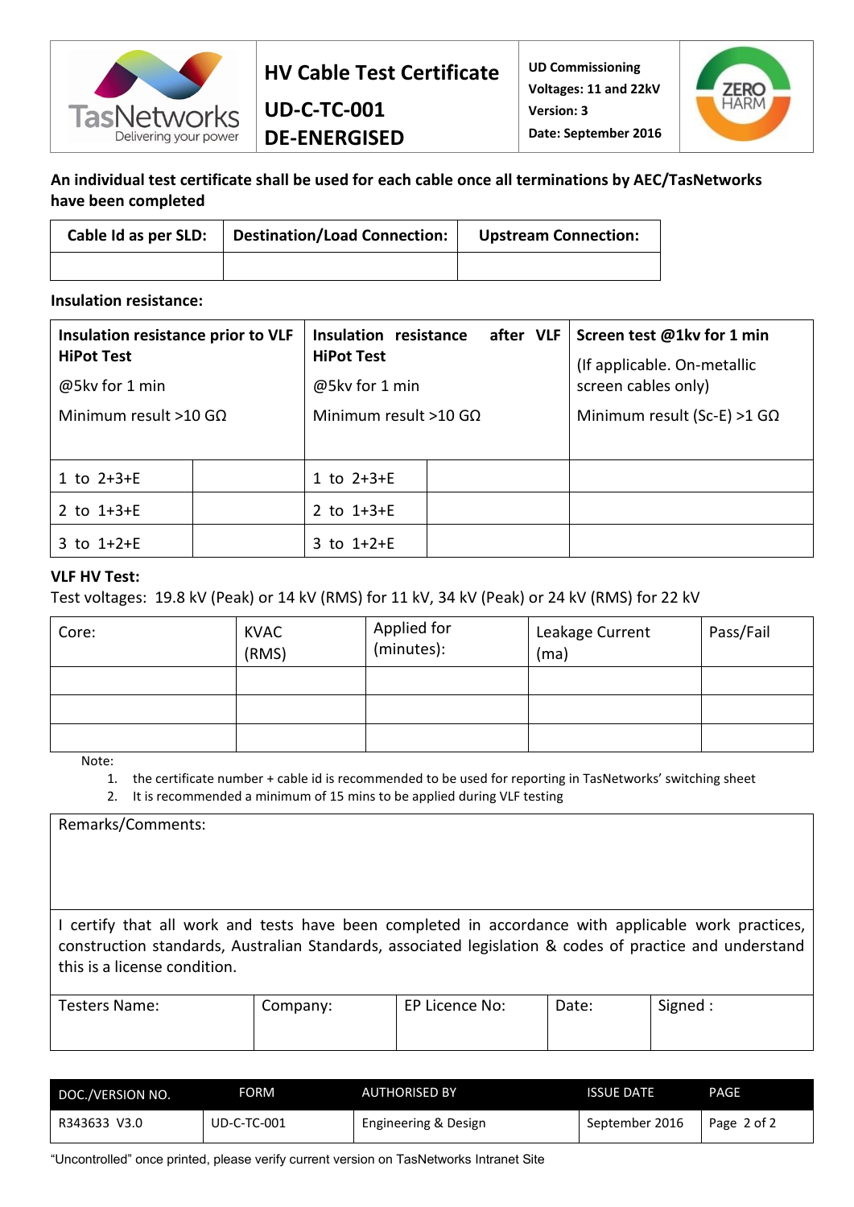| TasNetworks Delivering your power | **HV Cable Test Certificate** **UD-C-TC-001** **DE-ENERGISED** | **UD Commissioning** **Voltages: 11 and 22kV** **Version: 3** **Date: September 2016** | ZERO HARM |
|---|---|---|---|

**An individual test certificate shall be used for each cable once all terminations by AEC/TasNetworks have been completed**

| **Cable Id as per SLD:** | **Destination/Load Connection:** | **Upstream Connection:** |
|---|---|---|
| | | |

**Insulation resistance:**

| **Insulation resistance prior to VLF HiPot Test** @5kv for 1 min Minimum result >10 GΩ | | **Insulation resistance after VLF HiPot Test** @5kv for 1 min Minimum result >10 GΩ | | **Screen test @1kv for 1 min** (If applicable. On-metallic screen cables only) Minimum result (Sc-E) >1 GΩ |
|---|---|---|---|---|
| 1 to 2+3+E | | 1 to 2+3+E | | |
| 2 to 1+3+E | | 2 to 1+3+E | | |
| 3 to 1+2+E | | 3 to 1+2+E | | |

**VLF HV Test:**

Test voltages: 19.8 kV (Peak) or 14 kV (RMS) for 11 kV, 34 kV (Peak) or 24 kV (RMS) for 22 kV

| Core: | KVAC (RMS) | Applied for (minutes): | Leakage Current (ma) | Pass/Fail |
|---|---|---|---|---|
| | | | | |
| | | | | |
| | | | | |

Note:

1. the certificate number + cable id is recommended to be used for reporting in TasNetworks' switching sheet
2. It is recommended a minimum of 15 mins to be applied during VLF testing

| Remarks/Comments: | | | | |
|---|---|---|---|---|
| I certify that all work and tests have been completed in accordance with applicable work practices, construction standards, Australian Standards, associated legislation & codes of practice and understand this is a license condition. | | | | |
| Testers Name: | Company: | EP Licence No: | Date: | Signed : |

| DOC./VERSION NO. | FORM | AUTHORISED BY | ISSUE DATE | PAGE |
|---|---|---|---|---|
| R343633 V3.0 | UD-C-TC-001 | Engineering & Design | September 2016 | Page 2 of 2 |

"Uncontrolled" once printed, please verify current version on TasNetworks Intranet Site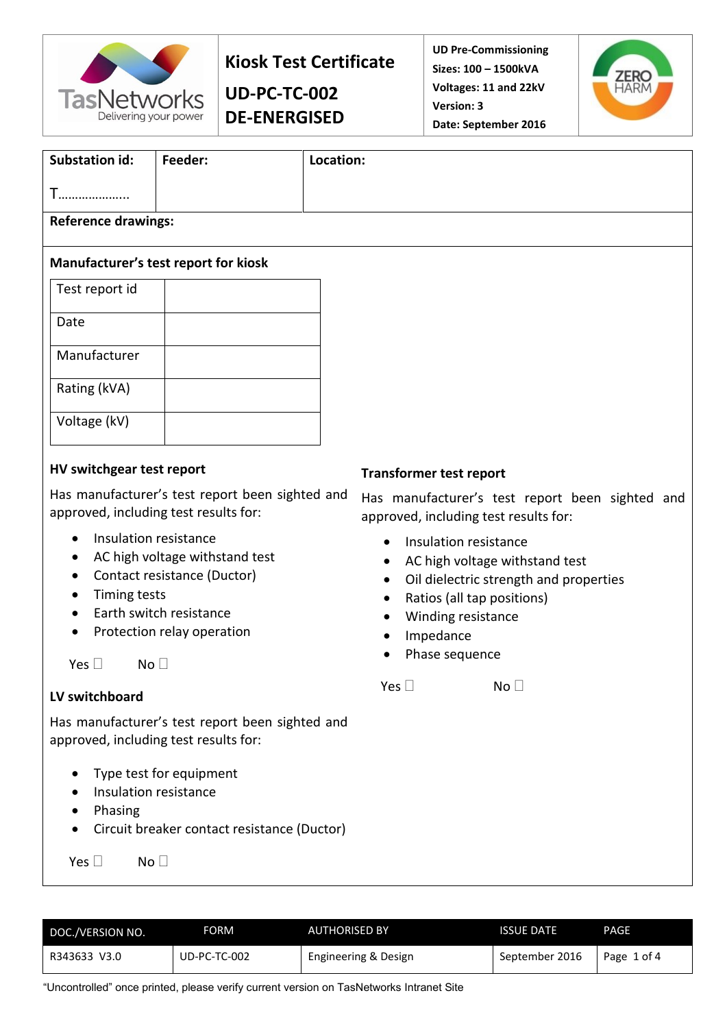| TasNetworks Delivering your power | **Kiosk Test Certificate** **UD-PC-TC-002** **DE-ENERGISED** | **UD Pre-Commissioning** **Sizes: 100 – 1500kVA** **Voltages: 11 and 22kV** **Version: 3** **Date: September 2016** | ZERO HARM |
|---|---|---|---|

| **Substation id:** T……………….. | **Feeder:** | **Location:** |
|---|---|---|
| **Reference drawings:** | | |

**Manufacturer's test report for kiosk**

| Test report id | |
|---|---|
| Date | |
| Manufacturer | |
| Rating (kVA) | |
| Voltage (kV) | |

**HV switchgear test report**

Has manufacturer's test report been sighted and approved, including test results for:

- Insulation resistance
- AC high voltage withstand test
- Contact resistance (Ductor)
- Timing tests
- Earth switch resistance
- Protection relay operation

Yes ☐ No ☐

**LV switchboard**

Has manufacturer's test report been sighted and approved, including test results for:

- Type test for equipment
- Insulation resistance
- Phasing
- Circuit breaker contact resistance (Ductor)

Yes ☐ No ☐

**Transformer test report**

Has manufacturer's test report been sighted and approved, including test results for:

- Insulation resistance
- AC high voltage withstand test
- Oil dielectric strength and properties
- Ratios (all tap positions)
- Winding resistance
- Impedance
- Phase sequence

Yes ☐ No ☐

| DOC./VERSION NO. | FORM | AUTHORISED BY | ISSUE DATE | PAGE |
|---|---|---|---|---|
| R343633 V3.0 | UD-PC-TC-002 | Engineering & Design | September 2016 | Page 1 of 4 |

"Uncontrolled" once printed, please verify current version on TasNetworks Intranet Site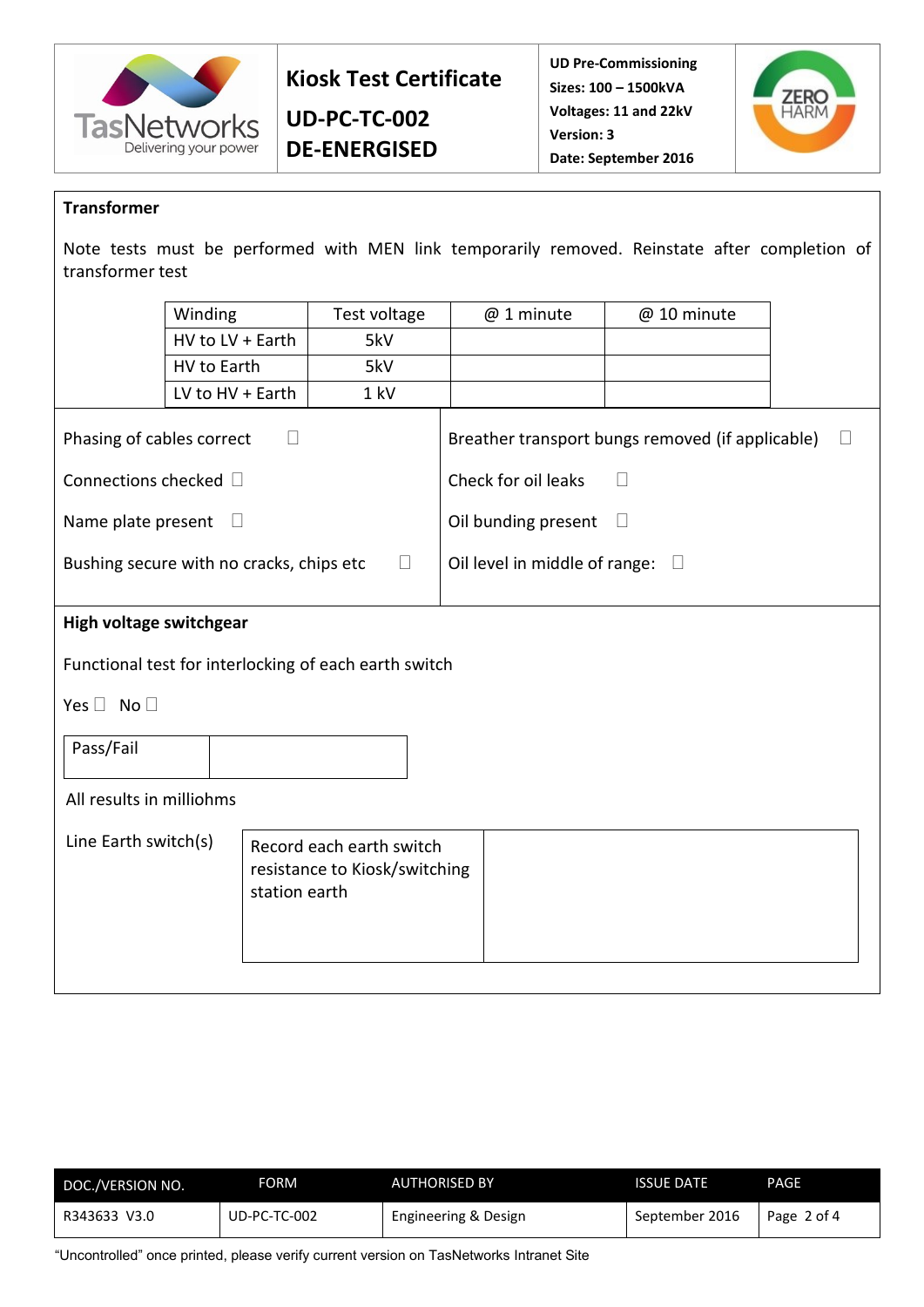| | Kiosk Test Certificate<br>UD-PC-TC-002<br>DE-ENERGISED | UD Pre-Commissioning<br>Sizes: 100 – 1500kVA<br>Voltages: 11 and 22kV<br>Version: 3<br>Date: September 2016 | |
|---|---|---|---|

**Transformer**

Note tests must be performed with MEN link temporarily removed. Reinstate after completion of transformer test

| Winding | Test voltage | @ 1 minute | @ 10 minute |
|---|---|---|---|
| HV to LV + Earth | 5kV | | |
| HV to Earth | 5kV | | |
| LV to HV + Earth | 1 kV | | |

Phasing of cables correct ☐

Connections checked ☐

Name plate present ☐

Bushing secure with no cracks, chips etc ☐

Breather transport bungs removed (if applicable) ☐

Check for oil leaks ☐

Oil bunding present ☐

Oil level in middle of range: ☐

**High voltage switchgear**

Functional test for interlocking of each earth switch

Yes ☐ No ☐

| Pass/Fail | |
|---|---|

All results in milliohms

Line Earth switch(s)

| Record each earth switch resistance to Kiosk/switching station earth | |
|---|---|

| DOC./VERSION NO. | FORM | AUTHORISED BY | ISSUE DATE | PAGE |
|---|---|---|---|---|
| R343633 V3.0 | UD-PC-TC-002 | Engineering & Design | September 2016 | Page 2 of 4 |

"Uncontrolled" once printed, please verify current version on TasNetworks Intranet Site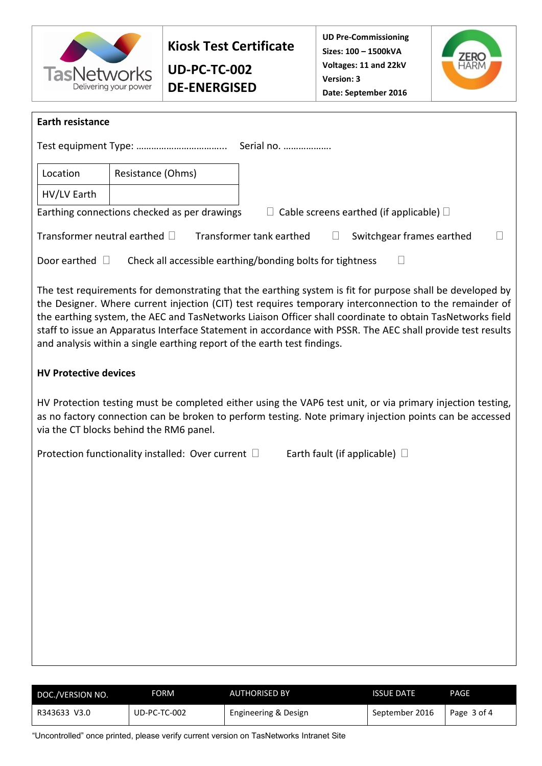**Earth resistance**

Test equipment Type: ……………………………… Serial no. ………………

| Location | Resistance (Ohms) |
|---|---|
| HV/LV Earth | |

Earthing connections checked as per drawings ☐ Cable screens earthed (if applicable) ☐

Transformer neutral earthed ☐ Transformer tank earthed ☐ Switchgear frames earthed ☐

Door earthed ☐ Check all accessible earthing/bonding bolts for tightness ☐

The test requirements for demonstrating that the earthing system is fit for purpose shall be developed by the Designer. Where current injection (CIT) test requires temporary interconnection to the remainder of the earthing system, the AEC and TasNetworks Liaison Officer shall coordinate to obtain TasNetworks field staff to issue an Apparatus Interface Statement in accordance with PSSR. The AEC shall provide test results and analysis within a single earthing report of the earth test findings.

**HV Protective devices**

HV Protection testing must be completed either using the VAP6 test unit, or via primary injection testing, as no factory connection can be broken to perform testing. Note primary injection points can be accessed via the CT blocks behind the RM6 panel.

Protection functionality installed: Over current ☐ Earth fault (if applicable) ☐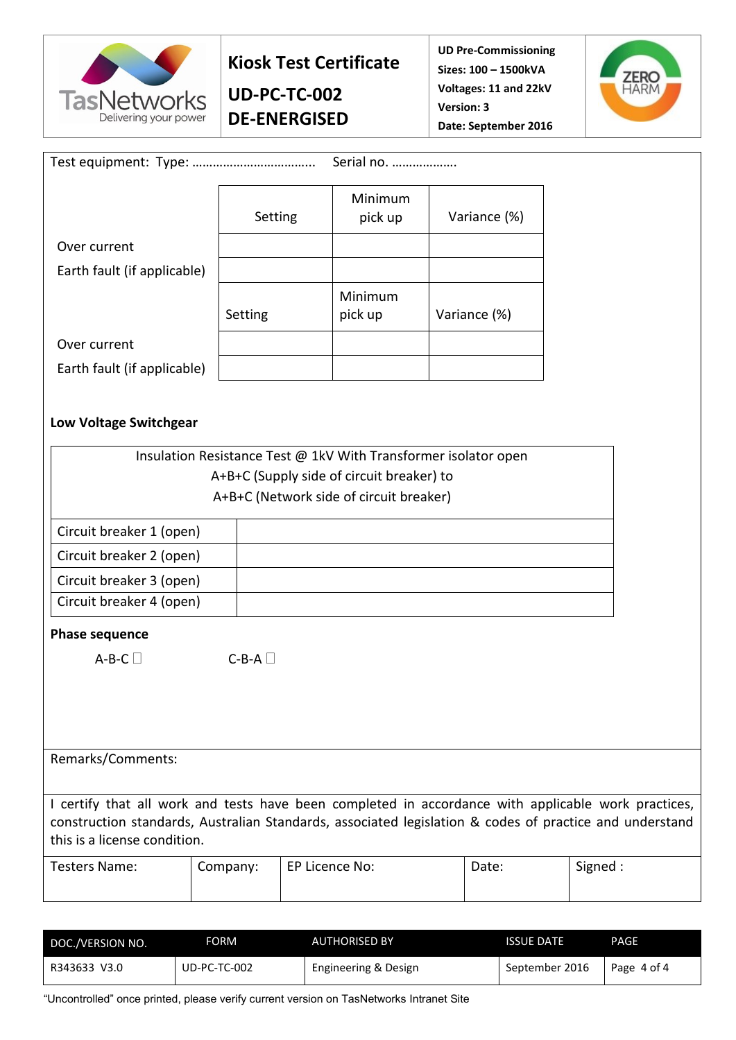| Kiosk Test Certificate UD-PC-TC-002 DE-ENERGISED | UD Pre-Commissioning Sizes: 100 – 1500kVA Voltages: 11 and 22kV Version: 3 Date: September 2016 |
|---|---|

Test equipment: Type: ………………………………. Serial no. ……………….

| | Setting | Minimum pick up | Variance (%) |
|---|---|---|---|
| Over current | | | |
| Earth fault (if applicable) | | | |

| | Setting | Minimum pick up | Variance (%) |
|---|---|---|---|
| Over current | | | |
| Earth fault (if applicable) | | | |

**Low Voltage Switchgear**

| Insulation Resistance Test @ 1kV With Transformer isolator open A+B+C (Supply side of circuit breaker) to A+B+C (Network side of circuit breaker) | |
|---|---|
| Circuit breaker 1 (open) | |
| Circuit breaker 2 (open) | |
| Circuit breaker 3 (open) | |
| Circuit breaker 4 (open) | |

**Phase sequence**

A-B-C ☐ C-B-A ☐

Remarks/Comments:

I certify that all work and tests have been completed in accordance with applicable work practices, construction standards, Australian Standards, associated legislation & codes of practice and understand this is a license condition.

| Testers Name: | Company: | EP Licence No: | Date: | Signed : |
|---|---|---|---|---|
| | | | | |

| DOC./VERSION NO. | FORM | AUTHORISED BY | ISSUE DATE |
|---|---|---|---|
| R343633 V3.0 | UD-PC-TC-002 | Engineering & Design | September 2016 |

"Uncontrolled" once printed, please verify current version on TasNetworks Intranet Site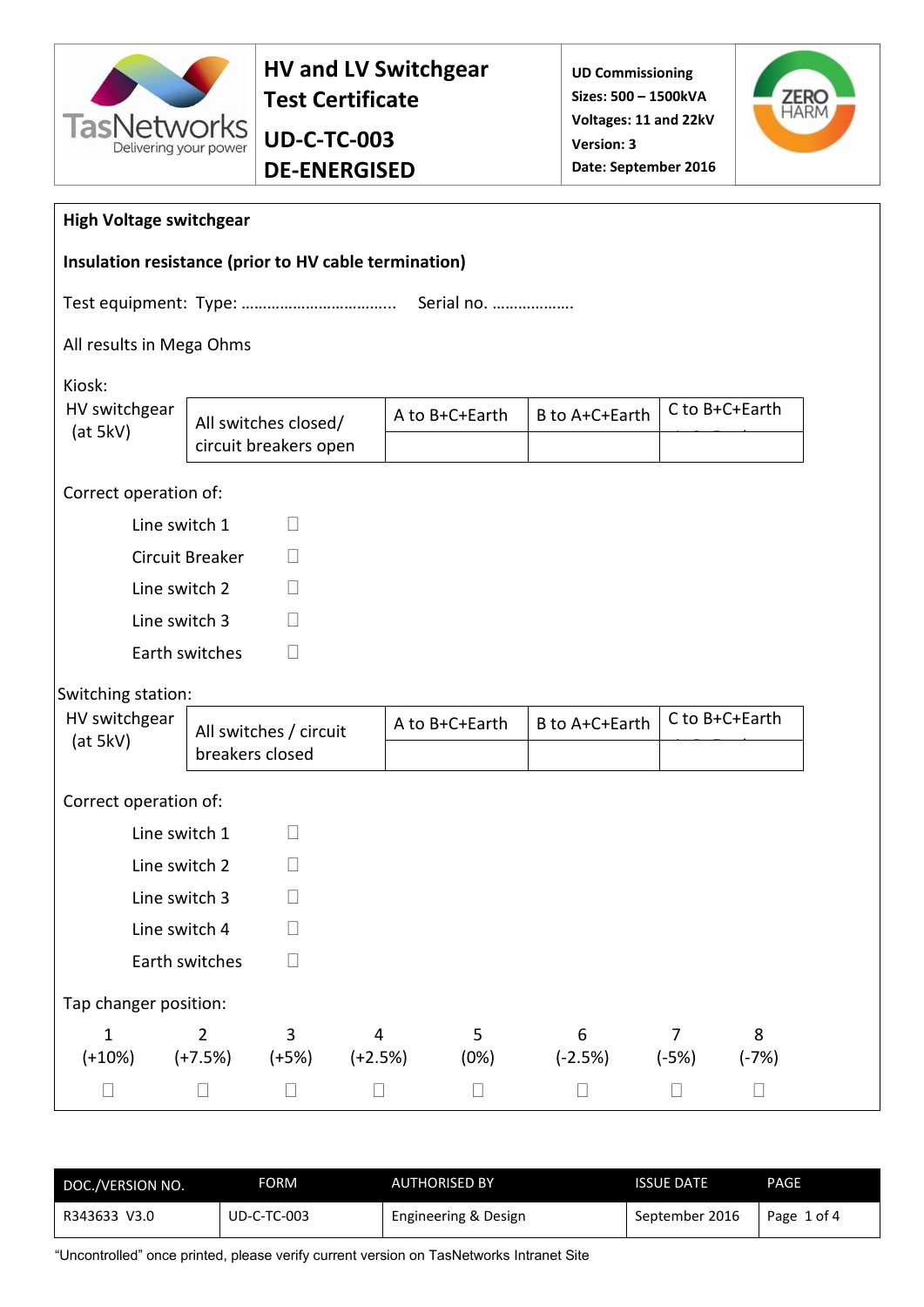| | HV and LV Switchgear Test Certificate<br>**UD-C-TC-003**<br>**DE-ENERGISED** | UD Commissioning<br>Sizes: 500 – 1500kVA<br>Voltages: 11 and 22kV<br>Version: 3<br>Date: September 2016 | |
|---|---|---|---|

## High Voltage switchgear

**Insulation resistance (prior to HV cable termination)**

Test equipment: Type: ……………………………… Serial no. ………………

All results in Mega Ohms

Kiosk:

| HV switchgear (at 5kV) | All switches closed/ circuit breakers open | A to B+C+Earth | B to A+C+Earth | C to B+C+Earth |
|---|---|---|---|---|
| | | | | |

Correct operation of:

- Line switch 1 ☐
- Circuit Breaker ☐
- Line switch 2 ☐
- Line switch 3 ☐
- Earth switches ☐

Switching station:

| HV switchgear (at 5kV) | All switches / circuit breakers closed | A to B+C+Earth | B to A+C+Earth | C to B+C+Earth |
|---|---|---|---|---|
| | | | | |

Correct operation of:

- Line switch 1 ☐
- Line switch 2 ☐
- Line switch 3 ☐
- Line switch 4 ☐
- Earth switches ☐

Tap changer position:

| 1 (+10%) | 2 (+7.5%) | 3 (+5%) | 4 (+2.5%) | 5 (0%) | 6 (-2.5%) | 7 (-5%) | 8 (-7%) |
|---|---|---|---|---|---|---|---|
| ☐ | ☐ | ☐ | ☐ | ☐ | ☐ | ☐ | ☐ |

| DOC./VERSION NO. | FORM | AUTHORISED BY | ISSUE DATE | PAGE |
|---|---|---|---|---|
| R343633 V3.0 | UD-C-TC-003 | Engineering & Design | September 2016 | Page 1 of 4 |

"Uncontrolled" once printed, please verify current version on TasNetworks Intranet Site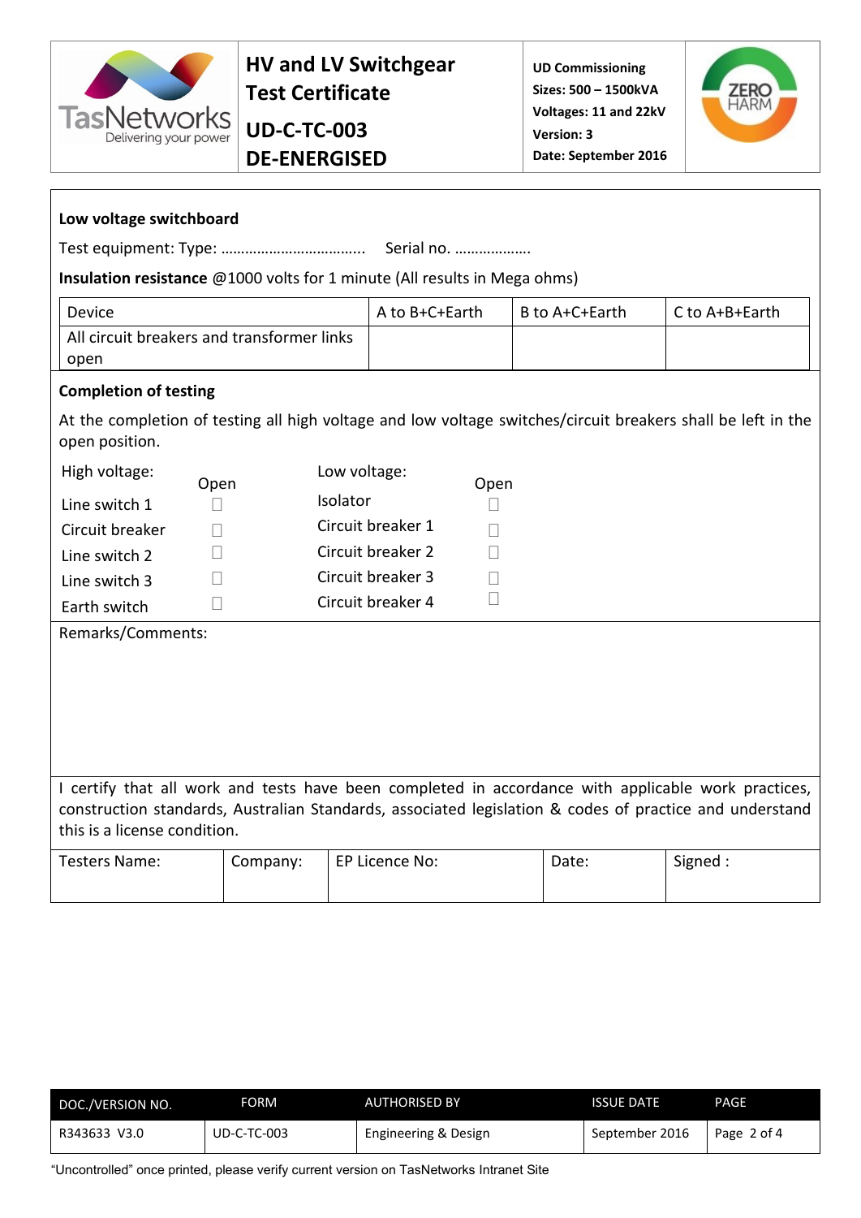| HV and LV Switchgear Test Certificate | UD Commissioning |
|---|---|
| **UD-C-TC-003** | Sizes: 500 – 1500kVA |
| **DE-ENERGISED** | Voltages: 11 and 22kV |
| | Version: 3 |
| | Date: September 2016 |

**Low voltage switchboard**

Test equipment: Type: …………………………….. Serial no. ………………

**Insulation resistance** @1000 volts for 1 minute (All results in Mega ohms)

| Device | A to B+C+Earth | B to A+C+Earth | C to A+B+Earth |
|---|---|---|---|
| All circuit breakers and transformer links open | | | |

**Completion of testing**

At the completion of testing all high voltage and low voltage switches/circuit breakers shall be left in the open position.

| High voltage: | Open | Low voltage: | Open |
|---|---|---|---|
| Line switch 1 | ☐ | Isolator | ☐ |
| Circuit breaker | ☐ | Circuit breaker 1 | ☐ |
| Line switch 2 | ☐ | Circuit breaker 2 | ☐ |
| Line switch 3 | ☐ | Circuit breaker 3 | ☐ |
| Earth switch | ☐ | Circuit breaker 4 | ☐ |

Remarks/Comments:

I certify that all work and tests have been completed in accordance with applicable work practices, construction standards, Australian Standards, associated legislation & codes of practice and understand this is a license condition.

| Testers Name: | Company: | EP Licence No: | Date: | Signed : |
|---|---|---|---|---|
| | | | | |

| DOC./VERSION NO. | FORM | AUTHORISED BY | ISSUE DATE |
|---|---|---|---|
| R343633 V3.0 | UD-C-TC-003 | Engineering & Design | September 2016 |

"Uncontrolled" once printed, please verify current version on TasNetworks Intranet Site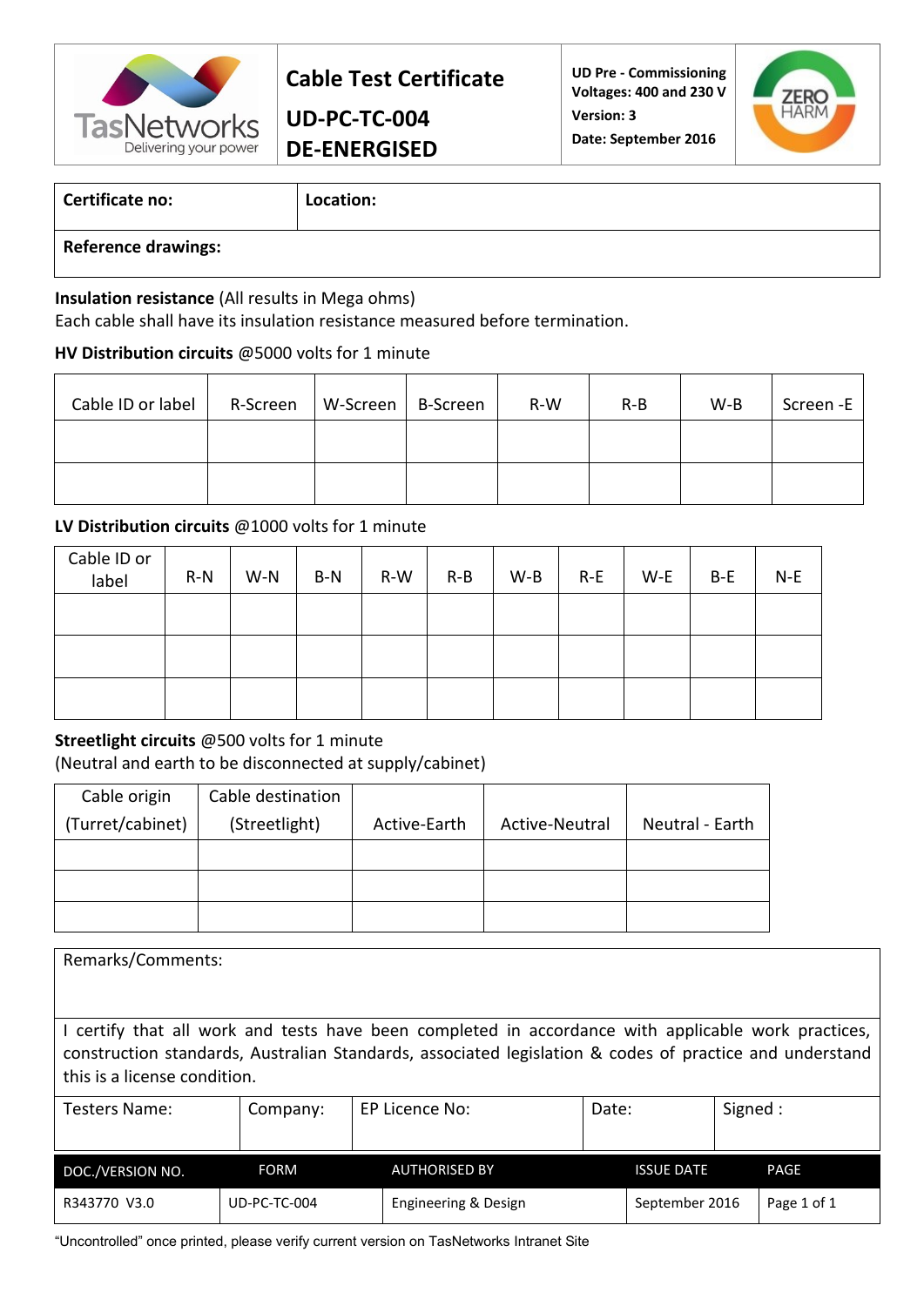| TasNetworks Delivering your power | **Cable Test Certificate**<br>**UD-PC-TC-004**<br>**DE-ENERGISED** | **UD Pre - Commissioning**<br>**Voltages: 400 and 230 V**<br>**Version: 3**<br>**Date: September 2016** | ZERO HARM |
|---|---|---|---|

| **Certificate no:** | **Location:** |
|---|---|
| **Reference drawings:** | |

**Insulation resistance** (All results in Mega ohms)
Each cable shall have its insulation resistance measured before termination.

**HV Distribution circuits** @5000 volts for 1 minute

| Cable ID or label | R-Screen | W-Screen | B-Screen | R-W | R-B | W-B | Screen -E |
|---|---|---|---|---|---|---|---|
| | | | | | | | |
| | | | | | | | |

**LV Distribution circuits** @1000 volts for 1 minute

| Cable ID or label | R-N | W-N | B-N | R-W | R-B | W-B | R-E | W-E | B-E | N-E |
|---|---|---|---|---|---|---|---|---|---|---|
| | | | | | | | | | | |
| | | | | | | | | | | |
| | | | | | | | | | | |

**Streetlight circuits** @500 volts for 1 minute
(Neutral and earth to be disconnected at supply/cabinet)

| Cable origin (Turret/cabinet) | Cable destination (Streetlight) | Active-Earth | Active-Neutral | Neutral - Earth |
|---|---|---|---|---|
| | | | | |
| | | | | |
| | | | | |

| Remarks/Comments: | | | | |
|---|---|---|---|---|
| I certify that all work and tests have been completed in accordance with applicable work practices, construction standards, Australian Standards, associated legislation & codes of practice and understand this is a license condition. | | | | |
| Testers Name: | Company: | EP Licence No: | Date: | Signed : |

| DOC./VERSION NO. | FORM | AUTHORISED BY | ISSUE DATE | PAGE |
|---|---|---|---|---|
| R343770 V3.0 | UD-PC-TC-004 | Engineering & Design | September 2016 | Page 1 of 1 |

“Uncontrolled” once printed, please verify current version on TasNetworks Intranet Site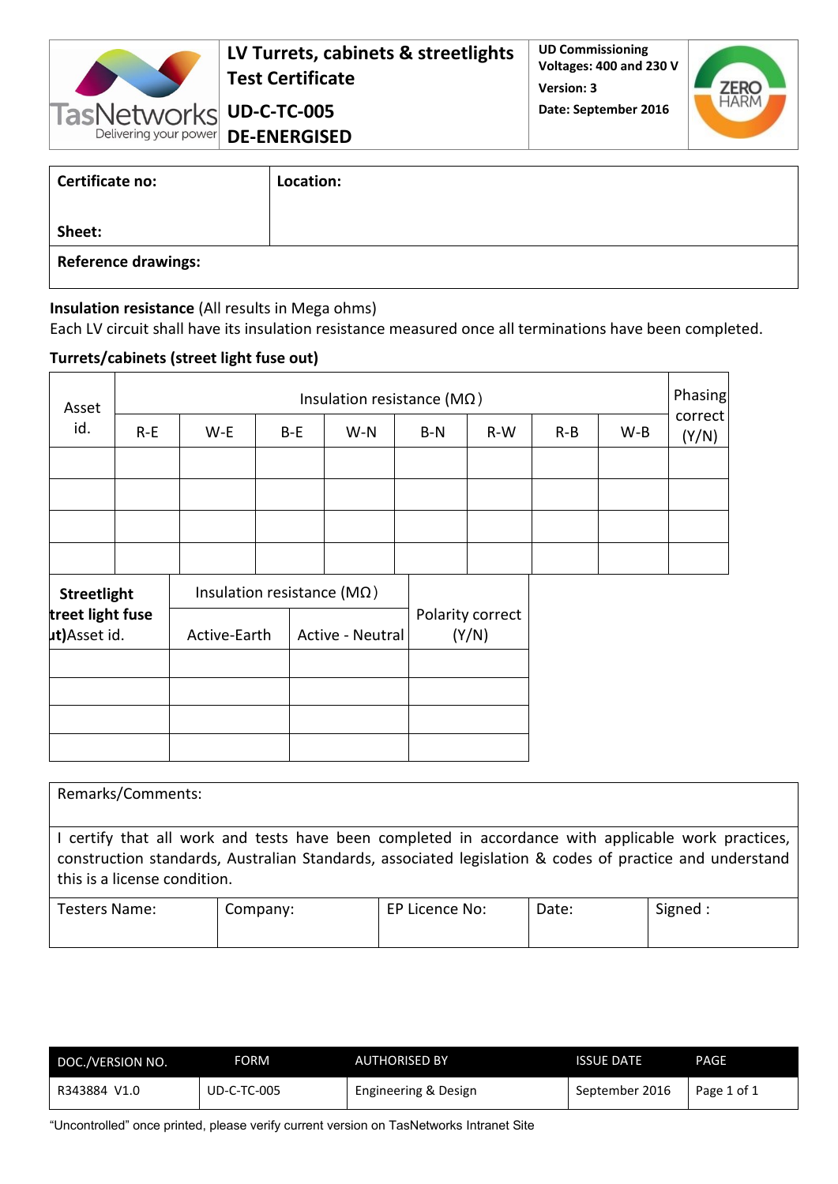| TasNetworks Delivering your power | LV Turrets, cabinets & streetlights Test Certificate<br>UD-C-TC-005<br>DE-ENERGISED | UD Commissioning<br>Voltages: 400 and 230 V<br>Version: 3<br>Date: September 2016 | ZERO HARM |
|---|---|---|---|

| Certificate no:<br><br>Sheet: | Location: |
|---|---|
| Reference drawings: | |

**Insulation resistance** (All results in Mega ohms)

Each LV circuit shall have its insulation resistance measured once all terminations have been completed.

**Turrets/cabinets (street light fuse out)**

| Asset id. | Insulation resistance (MΩ) | | | | | | | | Phasing correct (Y/N) |
|---|---|---|---|---|---|---|---|---|---|
| | R-E | W-E | B-E | W-N | B-N | R-W | R-B | W-B | |
| | | | | | | | | | |
| | | | | | | | | | |
| | | | | | | | | | |
| | | | | | | | | | |

| **Streetlight treet light fuse ut)**Asset id. | Insulation resistance (MΩ) | | Polarity correct (Y/N) |
|---|---|---|---|
| | Active-Earth | Active - Neutral | |
| | | | |
| | | | |
| | | | |
| | | | |

| Remarks/Comments: | | | | |
|---|---|---|---|---|
| I certify that all work and tests have been completed in accordance with applicable work practices, construction standards, Australian Standards, associated legislation & codes of practice and understand this is a license condition. | | | | |
| Testers Name: | Company: | EP Licence No: | Date: | Signed : |

| DOC./VERSION NO. | FORM | AUTHORISED BY | ISSUE DATE | PAGE |
|---|---|---|---|---|
| R343884 V1.0 | UD-C-TC-005 | Engineering & Design | September 2016 | Page 1 of 1 |

"Uncontrolled" once printed, please verify current version on TasNetworks Intranet Site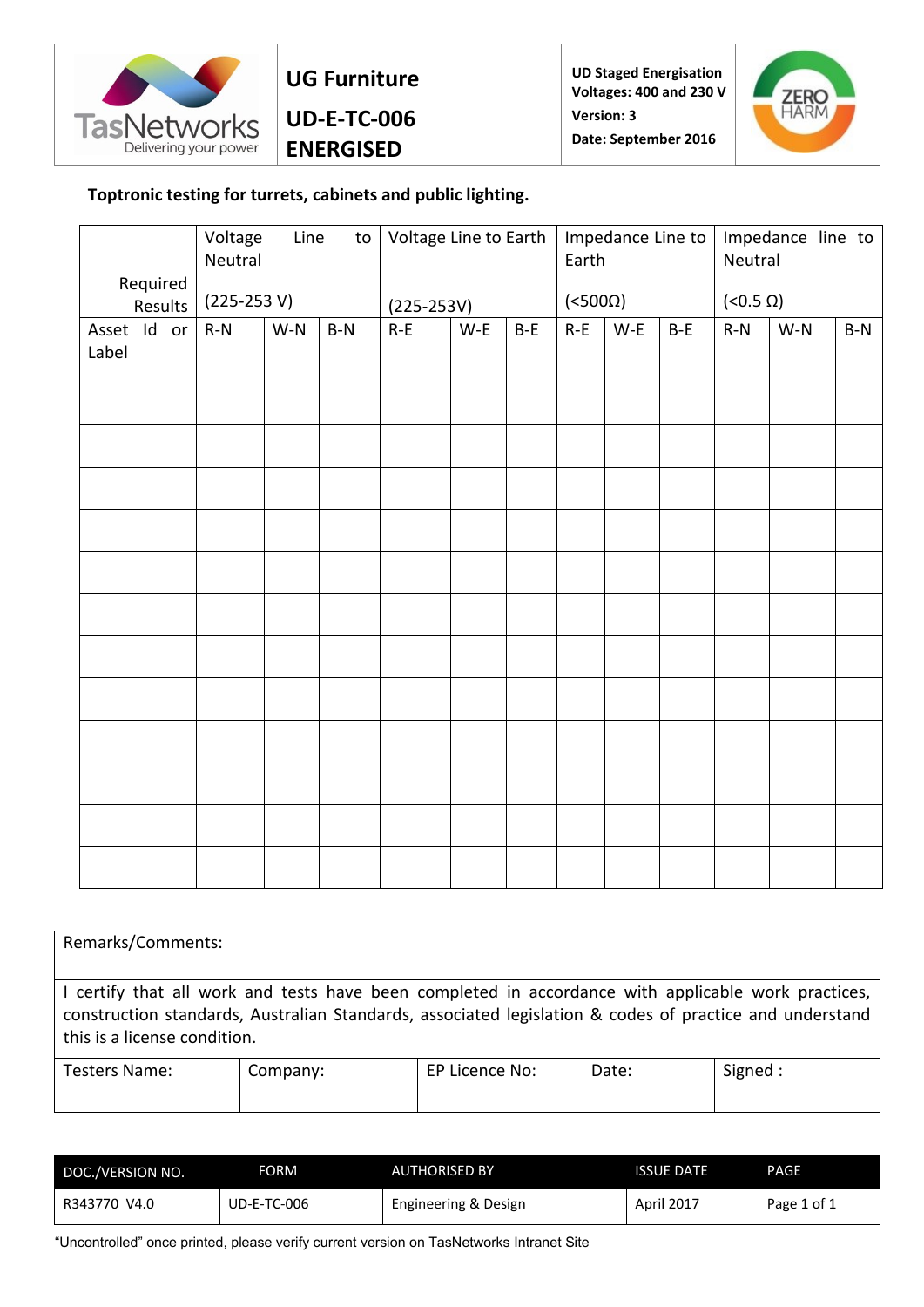| TasNetworks Delivering your power | UG Furniture<br>UD-E-TC-006<br>ENERGISED | UD Staged Energisation<br>Voltages: 400 and 230 V<br>Version: 3<br>Date: September 2016 | ZERO HARM |
|---|---|---|---|

**Toptronic testing for turrets, cabinets and public lighting.**

| Required Results | Voltage Line to Neutral (225-253 V) | | | Voltage Line to Earth (225-253V) | | | Impedance Line to Earth (<500Ω) | | | Impedance line to Neutral (<0.5 Ω) | | |
|---|---|---|---|---|---|---|---|---|---|---|---|---|
| Asset Id or Label | R-N | W-N | B-N | R-E | W-E | B-E | R-E | W-E | B-E | R-N | W-N | B-N |
| | | | | | | | | | | | | |
| | | | | | | | | | | | | |
| | | | | | | | | | | | | |
| | | | | | | | | | | | | |
| | | | | | | | | | | | | |
| | | | | | | | | | | | | |
| | | | | | | | | | | | | |
| | | | | | | | | | | | | |
| | | | | | | | | | | | | |
| | | | | | | | | | | | | |
| | | | | | | | | | | | | |
| | | | | | | | | | | | | |

| Remarks/Comments: | | | | |
|---|---|---|---|---|
| I certify that all work and tests have been completed in accordance with applicable work practices, construction standards, Australian Standards, associated legislation & codes of practice and understand this is a license condition. | | | | |
| Testers Name: | Company: | EP Licence No: | Date: | Signed : |

| DOC./VERSION NO. | FORM | AUTHORISED BY | ISSUE DATE | PAGE |
|---|---|---|---|---|
| R343770 V4.0 | UD-E-TC-006 | Engineering & Design | April 2017 | Page 1 of 1 |

"Uncontrolled" once printed, please verify current version on TasNetworks Intranet Site